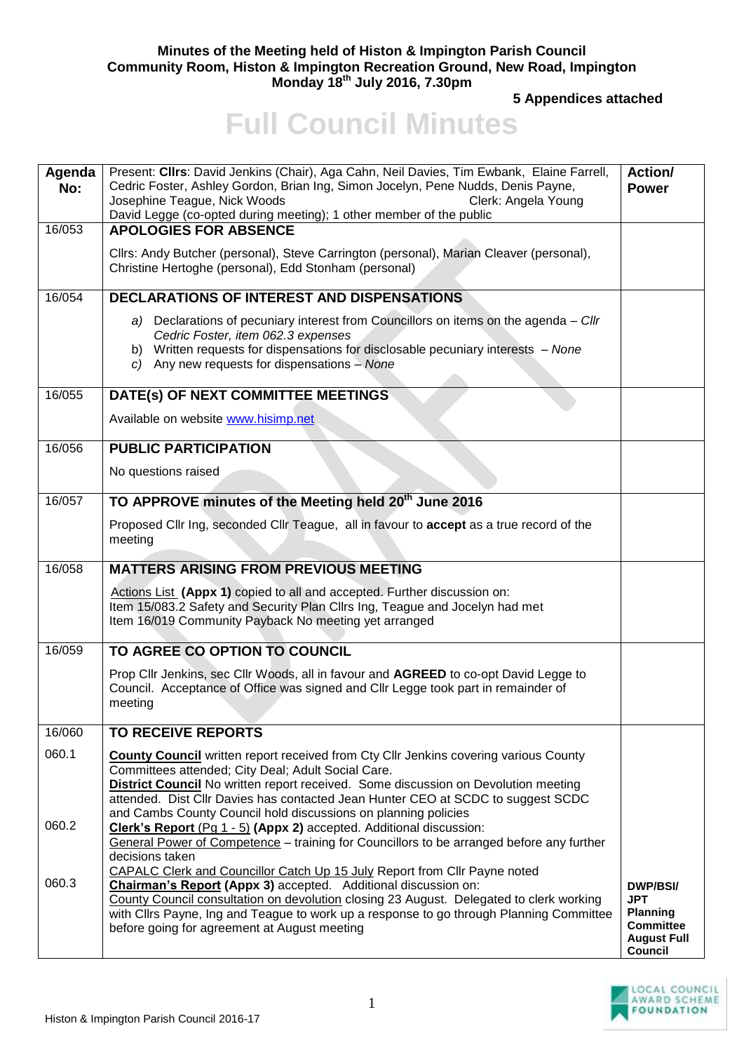**Minutes of the Meeting held of Histon & Impington Parish Council**
**Community Room, Histon & Impington Recreation Ground, New Road, Impington**
**Monday 18th July 2016, 7.30pm**

**5 Appendices attached**

# Full Council Minutes

| Agenda No: | Present: **Cllrs**: David Jenkins (Chair), Aga Cahn, Neil Davies, Tim Ewbank, Elaine Farrell, Cedric Foster, Ashley Gordon, Brian Ing, Simon Jocelyn, Pene Nudds, Denis Payne, Josephine Teague, Nick Woods Clerk: Angela Young<br>David Legge (co-opted during meeting); 1 other member of the public | **Action/ Power** |
|---|---|---|
| 16/053 | **APOLOGIES FOR ABSENCE**<br><br>Cllrs: Andy Butcher (personal), Steve Carrington (personal), Marian Cleaver (personal), Christine Hertoghe (personal), Edd Stonham (personal) | |
| 16/054 | **DECLARATIONS OF INTEREST AND DISPENSATIONS**<br><br>a) Declarations of pecuniary interest from Councillors on items on the agenda – *Cllr Cedric Foster, item 062.3 expenses*<br>b) Written requests for dispensations for disclosable pecuniary interests – *None*<br>c) Any new requests for dispensations – *None* | |
| 16/055 | **DATE(s) OF NEXT COMMITTEE MEETINGS**<br><br>Available on website www.hisimp.net | |
| 16/056 | **PUBLIC PARTICIPATION**<br><br>No questions raised | |
| 16/057 | **TO APPROVE minutes of the Meeting held 20th June 2016**<br><br>Proposed Cllr Ing, seconded Cllr Teague, all in favour to **accept** as a true record of the meeting | |
| 16/058 | **MATTERS ARISING FROM PREVIOUS MEETING**<br><br>Actions List **(Appx 1)** copied to all and accepted. Further discussion on:<br>Item 15/083.2 Safety and Security Plan Cllrs Ing, Teague and Jocelyn had met<br>Item 16/019 Community Payback No meeting yet arranged | |
| 16/059 | **TO AGREE CO OPTION TO COUNCIL**<br><br>Prop Cllr Jenkins, sec Cllr Woods, all in favour and **AGREED** to co-opt David Legge to Council. Acceptance of Office was signed and Cllr Legge took part in remainder of meeting | |
| 16/060 | **TO RECEIVE REPORTS** | |
| 060.1 | **County Council** written report received from Cty Cllr Jenkins covering various County Committees attended; City Deal; Adult Social Care.<br>**District Council** No written report received. Some discussion on Devolution meeting attended. Dist Cllr Davies has contacted Jean Hunter CEO at SCDC to suggest SCDC and Cambs County Council hold discussions on planning policies | |
| 060.2 | **Clerk's Report** (Pg 1 - 5) **(Appx 2)** accepted. Additional discussion:<br>General Power of Competence – training for Councillors to be arranged before any further decisions taken<br>CAPALC Clerk and Councillor Catch Up 15 July Report from Cllr Payne noted | |
| 060.3 | **Chairman's Report (Appx 3)** accepted. Additional discussion on:<br>County Council consultation on devolution closing 23 August. Delegated to clerk working with Cllrs Payne, Ing and Teague to work up a response to go through Planning Committee before going for agreement at August meeting | **DWP/BSI/ JPT Planning Committee August Full Council** |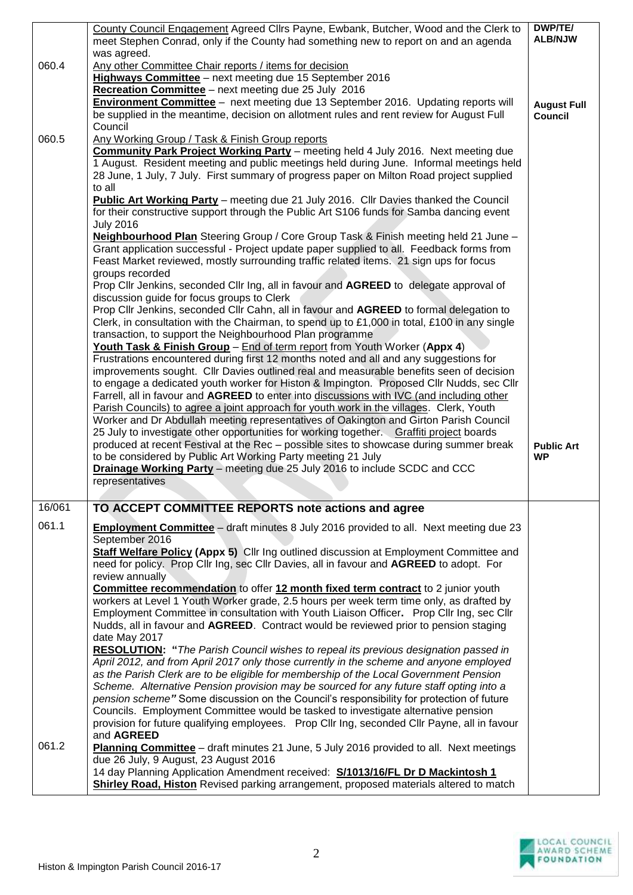| | | |
|---|---|---|
| | <u>County Council Engagement</u> Agreed Cllrs Payne, Ewbank, Butcher, Wood and the Clerk to meet Stephen Conrad, only if the County had something new to report on and an agenda was agreed. | **DWP/TE/ ALB/NJW** |
| 060.4 | <u>Any other Committee Chair reports / items for decision</u><br>**<u>Highways Committee</u>** – next meeting due 15 September 2016<br>**<u>Recreation Committee</u>** – next meeting due 25 July 2016<br>**<u>Environment Committee</u>** – next meeting due 13 September 2016. Updating reports will be supplied in the meantime, decision on allotment rules and rent review for August Full Council | **August Full Council** |
| 060.5 | <u>Any Working Group / Task & Finish Group reports</u><br>**<u>Community Park Project Working Party</u>** – meeting held 4 July 2016. Next meeting due 1 August. Resident meeting and public meetings held during June. Informal meetings held 28 June, 1 July, 7 July. First summary of progress paper on Milton Road project supplied to all<br>**<u>Public Art Working Party</u>** – meeting due 21 July 2016. Cllr Davies thanked the Council for their constructive support through the Public Art S106 funds for Samba dancing event July 2016<br>**<u>Neighbourhood Plan</u>** Steering Group / Core Group Task & Finish meeting held 21 June – Grant application successful - Project update paper supplied to all. Feedback forms from Feast Market reviewed, mostly surrounding traffic related items. 21 sign ups for focus groups recorded<br>Prop Cllr Jenkins, seconded Cllr Ing, all in favour and **AGREED** to delegate approval of discussion guide for focus groups to Clerk<br>Prop Cllr Jenkins, seconded Cllr Cahn, all in favour and **AGREED** to formal delegation to Clerk, in consultation with the Chairman, to spend up to £1,000 in total, £100 in any single transaction, to support the Neighbourhood Plan programme<br>**<u>Youth Task & Finish Group</u>** – <u>End of term report</u> from Youth Worker (**Appx 4**)<br>Frustrations encountered during first 12 months noted and all and any suggestions for improvements sought. Cllr Davies outlined real and measurable benefits seen of decision to engage a dedicated youth worker for Histon & Impington. Proposed Cllr Nudds, sec Cllr Farrell, all in favour and **AGREED** to enter into <u>discussions with IVC (and including other Parish Councils) to agree a joint approach for youth work in the villages</u>. Clerk, Youth Worker and Dr Abdullah meeting representatives of Oakington and Girton Parish Council 25 July to investigate other opportunities for working together. <u>Graffiti project</u> boards produced at recent Festival at the Rec – possible sites to showcase during summer break to be considered by Public Art Working Party meeting 21 July<br>**<u>Drainage Working Party</u>** – meeting due 25 July 2016 to include SCDC and CCC representatives | **Public Art WP** |
| 16/061 | **TO ACCEPT COMMITTEE REPORTS note actions and agree** | |
| 061.1 | **<u>Employment Committee</u>** – draft minutes 8 July 2016 provided to all. Next meeting due 23 September 2016<br>**<u>Staff Welfare Policy</u> (Appx 5)** Cllr Ing outlined discussion at Employment Committee and need for policy. Prop Cllr Ing, sec Cllr Davies, all in favour and **AGREED** to adopt. For review annually<br>**<u>Committee recommendation</u>** to offer **<u>12 month fixed term contract</u>** to 2 junior youth workers at Level 1 Youth Worker grade, 2.5 hours per week term time only, as drafted by Employment Committee in consultation with Youth Liaison Officer**.** Prop Cllr Ing, sec Cllr Nudds, all in favour and **AGREED**. Contract would be reviewed prior to pension staging date May 2017<br>**<u>RESOLUTION</u>: "***The Parish Council wishes to repeal its previous designation passed in April 2012, and from April 2017 only those currently in the scheme and anyone employed as the Parish Clerk are to be eligible for membership of the Local Government Pension Scheme. Alternative Pension provision may be sourced for any future staff opting into a pension scheme***"** Some discussion on the Council's responsibility for protection of future Councils. Employment Committee would be tasked to investigate alternative pension provision for future qualifying employees. Prop Cllr Ing, seconded Cllr Payne, all in favour and **AGREED** | |
| 061.2 | **<u>Planning Committee</u>** – draft minutes 21 June, 5 July 2016 provided to all. Next meetings due 26 July, 9 August, 23 August 2016<br>14 day Planning Application Amendment received: **<u>S/1013/16/FL Dr D Mackintosh 1 Shirley Road, Histon</u>** Revised parking arrangement, proposed materials altered to match | |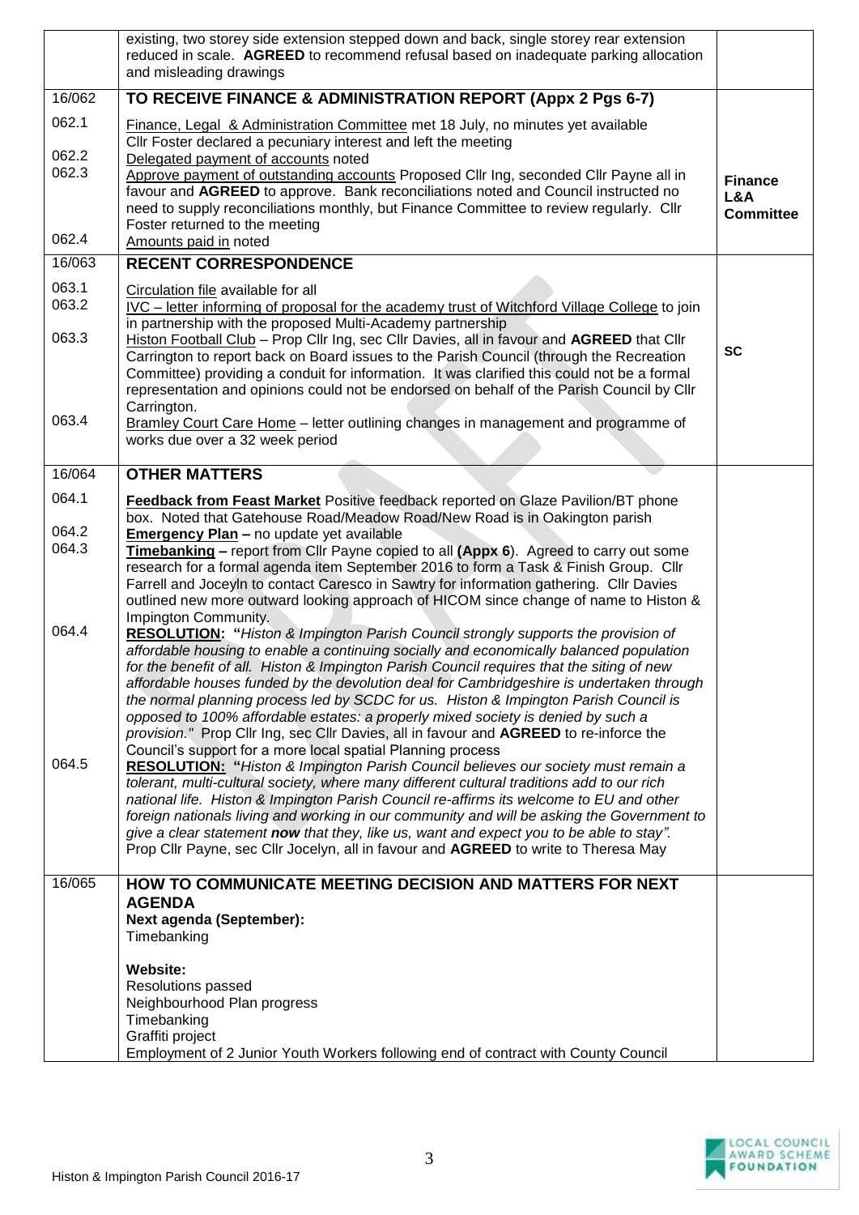| | | |
|---|---|---|
| | existing, two storey side extension stepped down and back, single storey rear extension reduced in scale. **AGREED** to recommend refusal based on inadequate parking allocation and misleading drawings | |
| 16/062 | **TO RECEIVE FINANCE & ADMINISTRATION REPORT (Appx 2 Pgs 6-7)** | |
| 062.1<br><br>062.2<br>062.3<br><br><br><br>062.4 | Finance, Legal & Administration Committee met 18 July, no minutes yet available<br>Cllr Foster declared a pecuniary interest and left the meeting<br>Delegated payment of accounts noted<br>Approve payment of outstanding accounts Proposed Cllr Ing, seconded Cllr Payne all in favour and **AGREED** to approve. Bank reconciliations noted and Council instructed no need to supply reconciliations monthly, but Finance Committee to review regularly. Cllr Foster returned to the meeting<br>Amounts paid in noted | **Finance L&A Committee** |
| 16/063 | **RECENT CORRESPONDENCE** | |
| 063.1<br>063.2<br><br>063.3<br><br><br><br><br>063.4 | Circulation file available for all<br>IVC – letter informing of proposal for the academy trust of Witchford Village College to join in partnership with the proposed Multi-Academy partnership<br>Histon Football Club – Prop Cllr Ing, sec Cllr Davies, all in favour and **AGREED** that Cllr Carrington to report back on Board issues to the Parish Council (through the Recreation Committee) providing a conduit for information. It was clarified this could not be a formal representation and opinions could not be endorsed on behalf of the Parish Council by Cllr Carrington.<br>Bramley Court Care Home – letter outlining changes in management and programme of works due over a 32 week period | **SC** |
| 16/064 | **OTHER MATTERS** | |
| 064.1<br><br>064.2<br>064.3<br><br><br><br><br>064.4<br><br><br><br><br><br><br><br>064.5 | **Feedback from Feast Market** Positive feedback reported on Glaze Pavilion/BT phone box. Noted that Gatehouse Road/Meadow Road/New Road is in Oakington parish<br>**Emergency Plan –** no update yet available<br>**Timebanking –** report from Cllr Payne copied to all **(Appx 6**). Agreed to carry out some research for a formal agenda item September 2016 to form a Task & Finish Group. Cllr Farrell and Joceyln to contact Caresco in Sawtry for information gathering. Cllr Davies outlined new more outward looking approach of HICOM since change of name to Histon & Impington Community.<br>**RESOLUTION: "***Histon & Impington Parish Council strongly supports the provision of affordable housing to enable a continuing socially and economically balanced population for the benefit of all. Histon & Impington Parish Council requires that the siting of new affordable houses funded by the devolution deal for Cambridgeshire is undertaken through the normal planning process led by SCDC for us. Histon & Impington Parish Council is opposed to 100% affordable estates: a properly mixed society is denied by such a provision."* Prop Cllr Ing, sec Cllr Davies, all in favour and **AGREED** to re-inforce the Council's support for a more local spatial Planning process<br>**RESOLUTION: "***Histon & Impington Parish Council believes our society must remain a tolerant, multi-cultural society, where many different cultural traditions add to our rich national life. Histon & Impington Parish Council re-affirms its welcome to EU and other foreign nationals living and working in our community and will be asking the Government to give a clear statement* ***now*** *that they, like us, want and expect you to be able to stay".* Prop Cllr Payne, sec Cllr Jocelyn, all in favour and **AGREED** to write to Theresa May | |
| 16/065 | **HOW TO COMMUNICATE MEETING DECISION AND MATTERS FOR NEXT AGENDA**<br>**Next agenda (September):**<br>Timebanking<br><br>**Website:**<br>Resolutions passed<br>Neighbourhood Plan progress<br>Timebanking<br>Graffiti project<br>Employment of 2 Junior Youth Workers following end of contract with County Council | |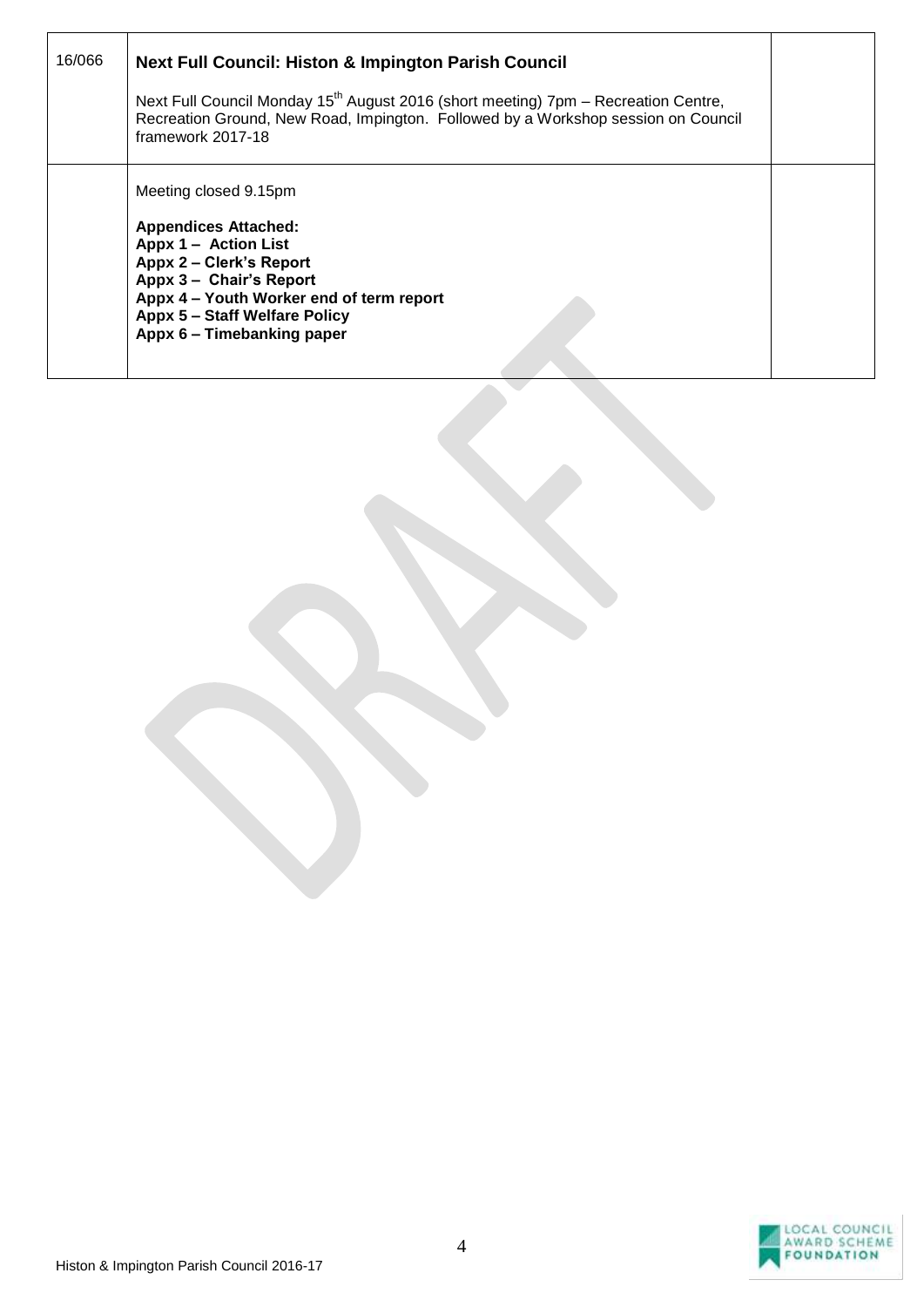| | | |
|---|---|---|
| 16/066 | **Next Full Council: Histon & Impington Parish Council**<br><br>Next Full Council Monday 15th August 2016 (short meeting) 7pm – Recreation Centre, Recreation Ground, New Road, Impington. Followed by a Workshop session on Council framework 2017-18 | |
| | Meeting closed 9.15pm<br><br>**Appendices Attached:**<br>**Appx 1 – Action List**<br>**Appx 2 – Clerk's Report**<br>**Appx 3 – Chair's Report**<br>**Appx 4 – Youth Worker end of term report**<br>**Appx 5 – Staff Welfare Policy**<br>**Appx 6 – Timebanking paper** | |

DRAFT